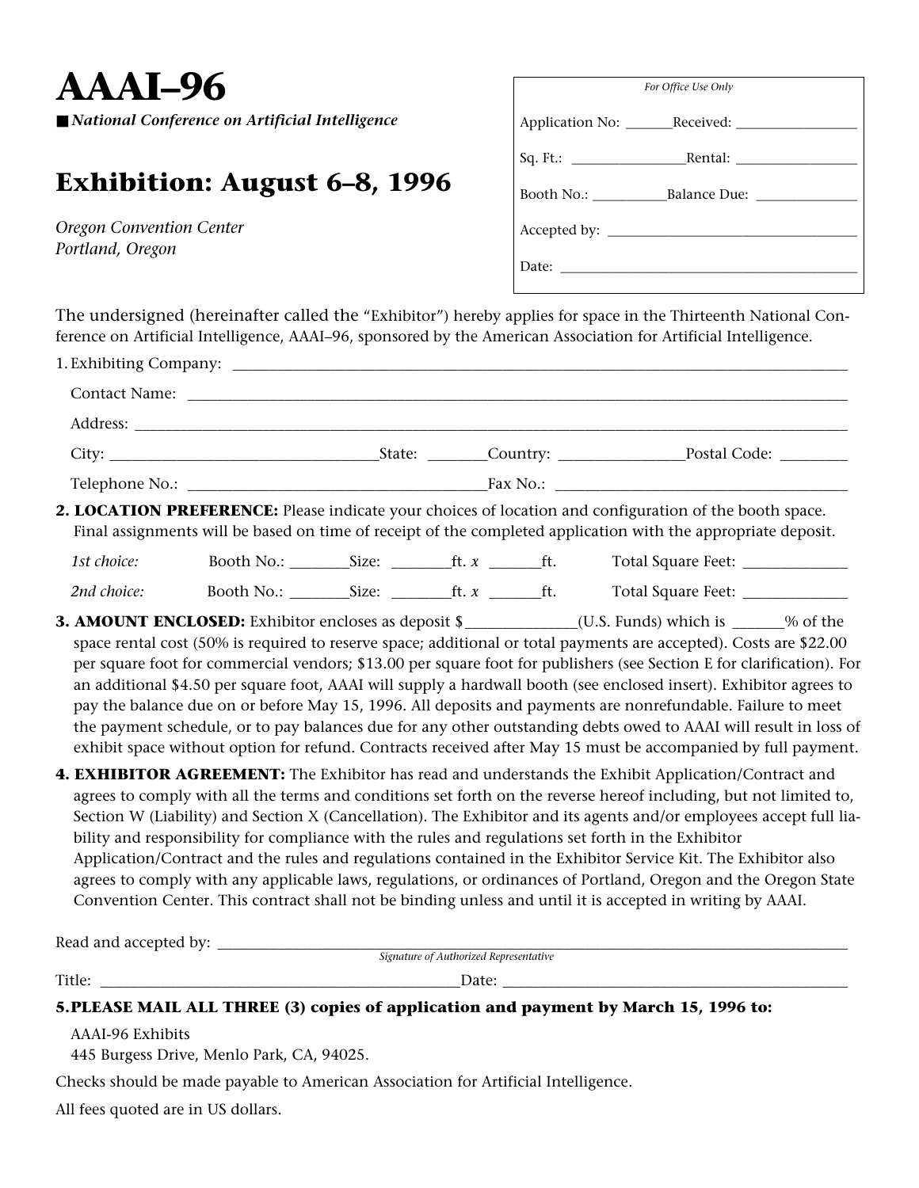# AAAI–96

■ *National Conference on Artificial Intelligence*

## Exhibition: August 6–8, 1996

*Oregon Convention Center*
*Portland, Oregon*

*For Office Use Only*

Application No: ______Received: ________________

Sq. Ft.: _______________Rental: ________________

Booth No.: __________Balance Due: _____________

Accepted by: __________________________________

Date: ________________________________________

The undersigned (hereinafter called the "Exhibitor") hereby applies for space in the Thirteenth National Conference on Artificial Intelligence, AAAI–96, sponsored by the American Association for Artificial Intelligence.

1. Exhibiting Company: ______________________________________________________________________

   Contact Name: ______________________________________________________________________

   Address: ______________________________________________________________________

   City: _______________________________State: _______Country: _______________Postal Code: ________

   Telephone No.: ___________________________________Fax No.: __________________________________

**2. LOCATION PREFERENCE:** Please indicate your choices of location and configuration of the booth space. Final assignments will be based on time of receipt of the completed application with the appropriate deposit.

   *1st choice:* Booth No.: _______Size: _______ft. *x* ______ft. Total Square Feet: ____________

   *2nd choice:* Booth No.: _______Size: _______ft. *x* ______ft. Total Square Feet: ____________

**3. AMOUNT ENCLOSED:** Exhibitor encloses as deposit $_____________(U.S. Funds) which is ______% of the space rental cost (50% is required to reserve space; additional or total payments are accepted). Costs are $22.00 per square foot for commercial vendors; $13.00 per square foot for publishers (see Section E for clarification). For an additional $4.50 per square foot, AAAI will supply a hardwall booth (see enclosed insert). Exhibitor agrees to pay the balance due on or before May 15, 1996. All deposits and payments are nonrefundable. Failure to meet the payment schedule, or to pay balances due for any other outstanding debts owed to AAAI will result in loss of exhibit space without option for refund. Contracts received after May 15 must be accompanied by full payment.

**4. EXHIBITOR AGREEMENT:** The Exhibitor has read and understands the Exhibit Application/Contract and agrees to comply with all the terms and conditions set forth on the reverse hereof including, but not limited to, Section W (Liability) and Section X (Cancellation). The Exhibitor and its agents and/or employees accept full liability and responsibility for compliance with the rules and regulations set forth in the Exhibitor Application/Contract and the rules and regulations contained in the Exhibitor Service Kit. The Exhibitor also agrees to comply with any applicable laws, regulations, or ordinances of Portland, Oregon and the Oregon State Convention Center. This contract shall not be binding unless and until it is accepted in writing by AAAI.

Read and accepted by: ______________________________________________________________________
*Signature of Authorized Representative*

Title: ___________________________________________Date: ___________________________________________

**5. PLEASE MAIL ALL THREE (3) copies of application and payment by March 15, 1996 to:**

AAAI-96 Exhibits
445 Burgess Drive, Menlo Park, CA, 94025.

Checks should be made payable to American Association for Artificial Intelligence.

All fees quoted are in US dollars.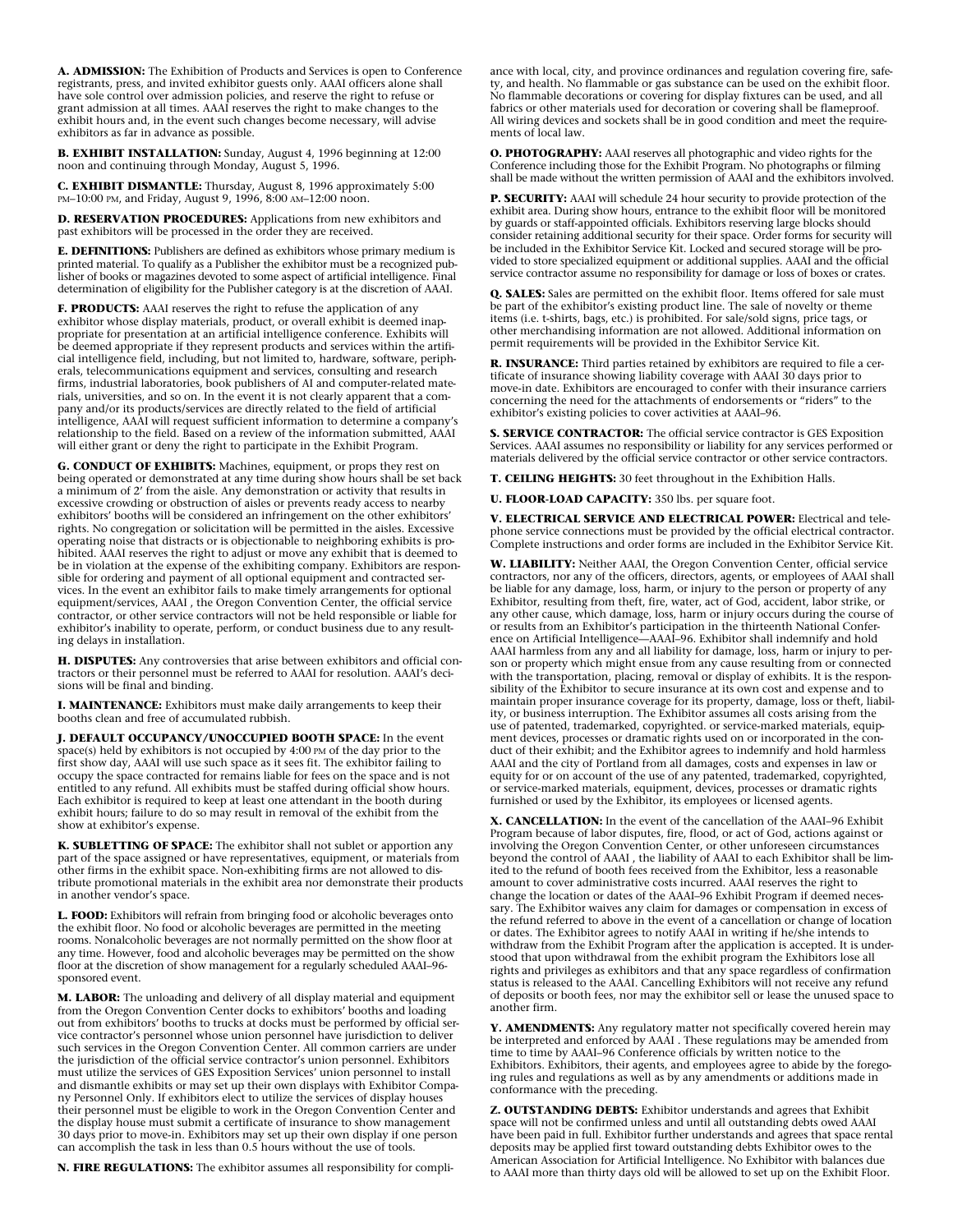**A. ADMISSION:** The Exhibition of Products and Services is open to Conference registrants, press, and invited exhibitor guests only. AAAI officers alone shall have sole control over admission policies, and reserve the right to refuse or grant admission at all times. AAAI reserves the right to make changes to the exhibit hours and, in the event such changes become necessary, will advise exhibitors as far in advance as possible.

**B. EXHIBIT INSTALLATION:** Sunday, August 4, 1996 beginning at 12:00 noon and continuing through Monday, August 5, 1996.

**C. EXHIBIT DISMANTLE:** Thursday, August 8, 1996 approximately 5:00 PM–10:00 PM, and Friday, August 9, 1996, 8:00 AM–12:00 noon.

**D. RESERVATION PROCEDURES:** Applications from new exhibitors and past exhibitors will be processed in the order they are received.

**E. DEFINITIONS:** Publishers are defined as exhibitors whose primary medium is printed material. To qualify as a Publisher the exhibitor must be a recognized publisher of books or magazines devoted to some aspect of artificial intelligence. Final determination of eligibility for the Publisher category is at the discretion of AAAI.

**F. PRODUCTS:** AAAI reserves the right to refuse the application of any exhibitor whose display materials, product, or overall exhibit is deemed inappropriate for presentation at an artificial intelligence conference. Exhibits will be deemed appropriate if they represent products and services within the artificial intelligence field, including, but not limited to, hardware, software, peripherals, telecommunications equipment and services, consulting and research firms, industrial laboratories, book publishers of AI and computer-related materials, universities, and so on. In the event it is not clearly apparent that a company and/or its products/services are directly related to the field of artificial intelligence, AAAI will request sufficient information to determine a company's relationship to the field. Based on a review of the information submitted, AAAI will either grant or deny the right to participate in the Exhibit Program.

**G. CONDUCT OF EXHIBITS:** Machines, equipment, or props they rest on being operated or demonstrated at any time during show hours shall be set back a minimum of 2' from the aisle. Any demonstration or activity that results in excessive crowding or obstruction of aisles or prevents ready access to nearby exhibitors' booths will be considered an infringement on the other exhibitors' rights. No congregation or solicitation will be permitted in the aisles. Excessive operating noise that distracts or is objectionable to neighboring exhibits is prohibited. AAAI reserves the right to adjust or move any exhibit that is deemed to be in violation at the expense of the exhibiting company. Exhibitors are responsible for ordering and payment of all optional equipment and contracted services. In the event an exhibitor fails to make timely arrangements for optional equipment/services, AAAI , the Oregon Convention Center, the official service contractor, or other service contractors will not be held responsible or liable for exhibitor's inability to operate, perform, or conduct business due to any resulting delays in installation.

**H. DISPUTES:** Any controversies that arise between exhibitors and official contractors or their personnel must be referred to AAAI for resolution. AAAI's decisions will be final and binding.

**I. MAINTENANCE:** Exhibitors must make daily arrangements to keep their booths clean and free of accumulated rubbish.

**J. DEFAULT OCCUPANCY/UNOCCUPIED BOOTH SPACE:** In the event space(s) held by exhibitors is not occupied by 4:00 PM of the day prior to the first show day, AAAI will use such space as it sees fit. The exhibitor failing to occupy the space contracted for remains liable for fees on the space and is not entitled to any refund. All exhibits must be staffed during official show hours. Each exhibitor is required to keep at least one attendant in the booth during exhibit hours; failure to do so may result in removal of the exhibit from the show at exhibitor's expense.

**K. SUBLETTING OF SPACE:** The exhibitor shall not sublet or apportion any part of the space assigned or have representatives, equipment, or materials from other firms in the exhibit space. Non-exhibiting firms are not allowed to distribute promotional materials in the exhibit area nor demonstrate their products in another vendor's space.

**L. FOOD:** Exhibitors will refrain from bringing food or alcoholic beverages onto the exhibit floor. No food or alcoholic beverages are permitted in the meeting rooms. Nonalcoholic beverages are not normally permitted on the show floor at any time. However, food and alcoholic beverages may be permitted on the show floor at the discretion of show management for a regularly scheduled AAAI–96-sponsored event.

**M. LABOR:** The unloading and delivery of all display material and equipment from the Oregon Convention Center docks to exhibitors' booths and loading out from exhibitors' booths to trucks at docks must be performed by official service contractor's personnel whose union personnel have jurisdiction to deliver such services in the Oregon Convention Center. All common carriers are under the jurisdiction of the official service contractor's union personnel. Exhibitors must utilize the services of GES Exposition Services' union personnel to install and dismantle exhibits or may set up their own displays with Exhibitor Company Personnel Only. If exhibitors elect to utilize the services of display houses their personnel must be eligible to work in the Oregon Convention Center and the display house must submit a certificate of insurance to show management 30 days prior to move-in. Exhibitors may set up their own display if one person can accomplish the task in less than 0.5 hours without the use of tools.

**N. FIRE REGULATIONS:** The exhibitor assumes all responsibility for compliance with local, city, and province ordinances and regulation covering fire, safety, and health. No flammable or gas substance can be used on the exhibit floor. No flammable decorations or covering for display fixtures can be used, and all fabrics or other materials used for decoration or covering shall be flameproof. All wiring devices and sockets shall be in good condition and meet the requirements of local law.

**O. PHOTOGRAPHY:** AAAI reserves all photographic and video rights for the Conference including those for the Exhibit Program. No photographs or filming shall be made without the written permission of AAAI and the exhibitors involved.

**P. SECURITY:** AAAI will schedule 24 hour security to provide protection of the exhibit area. During show hours, entrance to the exhibit floor will be monitored by guards or staff-appointed officials. Exhibitors reserving large blocks should consider retaining additional security for their space. Order forms for security will be included in the Exhibitor Service Kit. Locked and secured storage will be provided to store specialized equipment or additional supplies. AAAI and the official service contractor assume no responsibility for damage or loss of boxes or crates.

**Q. SALES:** Sales are permitted on the exhibit floor. Items offered for sale must be part of the exhibitor's existing product line. The sale of novelty or theme items (i.e. t-shirts, bags, etc.) is prohibited. For sale/sold signs, price tags, or other merchandising information are not allowed. Additional information on permit requirements will be provided in the Exhibitor Service Kit.

**R. INSURANCE:** Third parties retained by exhibitors are required to file a certificate of insurance showing liability coverage with AAAI 30 days prior to move-in date. Exhibitors are encouraged to confer with their insurance carriers concerning the need for the attachments of endorsements or "riders" to the exhibitor's existing policies to cover activities at AAAI–96.

**S. SERVICE CONTRACTOR:** The official service contractor is GES Exposition Services. AAAI assumes no responsibility or liability for any services performed or materials delivered by the official service contractor or other service contractors.

**T. CEILING HEIGHTS:** 30 feet throughout in the Exhibition Halls.

**U. FLOOR-LOAD CAPACITY:** 350 lbs. per square foot.

**V. ELECTRICAL SERVICE AND ELECTRICAL POWER:** Electrical and telephone service connections must be provided by the official electrical contractor. Complete instructions and order forms are included in the Exhibitor Service Kit.

**W. LIABILITY:** Neither AAAI, the Oregon Convention Center, official service contractors, nor any of the officers, directors, agents, or employees of AAAI shall be liable for any damage, loss, harm, or injury to the person or property of any Exhibitor, resulting from theft, fire, water, act of God, accident, labor strike, or any other cause, which damage, loss, harm or injury occurs during the course of or results from an Exhibitor's participation in the thirteenth National Conference on Artificial Intelligence—AAAI–96. Exhibitor shall indemnify and hold AAAI harmless from any and all liability for damage, loss, harm or injury to person or property which might ensue from any cause resulting from or connected with the transportation, placing, removal or display of exhibits. It is the responsibility of the Exhibitor to secure insurance at its own cost and expense and to maintain proper insurance coverage for its property, damage, loss or theft, liability, or business interruption. The Exhibitor assumes all costs arising from the use of patented, trademarked, copyrighted. or service-marked materials, equipment devices, processes or dramatic rights used on or incorporated in the conduct of their exhibit; and the Exhibitor agrees to indemnify and hold harmless AAAI and the city of Portland from all damages, costs and expenses in law or equity for or on account of the use of any patented, trademarked, copyrighted, or service-marked materials, equipment, devices, processes or dramatic rights furnished or used by the Exhibitor, its employees or licensed agents.

**X. CANCELLATION:** In the event of the cancellation of the AAAI–96 Exhibit Program because of labor disputes, fire, flood, or act of God, actions against or involving the Oregon Convention Center, or other unforeseen circumstances beyond the control of AAAI , the liability of AAAI to each Exhibitor shall be limited to the refund of booth fees received from the Exhibitor, less a reasonable amount to cover administrative costs incurred. AAAI reserves the right to change the location or dates of the AAAI–96 Exhibit Program if deemed necessary. The Exhibitor waives any claim for damages or compensation in excess of the refund referred to above in the event of a cancellation or change of location or dates. The Exhibitor agrees to notify AAAI in writing if he/she intends to withdraw from the Exhibit Program after the application is accepted. It is understood that upon withdrawal from the exhibit program the Exhibitors lose all rights and privileges as exhibitors and that any space regardless of confirmation status is released to the AAAI. Cancelling Exhibitors will not receive any refund of deposits or booth fees, nor may the exhibitor sell or lease the unused space to another firm.

**Y. AMENDMENTS:** Any regulatory matter not specifically covered herein may be interpreted and enforced by AAAI . These regulations may be amended from time to time by AAAI–96 Conference officials by written notice to the Exhibitors. Exhibitors, their agents, and employees agree to abide by the foregoing rules and regulations as well as by any amendments or additions made in conformance with the preceding.

**Z. OUTSTANDING DEBTS:** Exhibitor understands and agrees that Exhibit space will not be confirmed unless and until all outstanding debts owed AAAI have been paid in full. Exhibitor further understands and agrees that space rental deposits may be applied first toward outstanding debts Exhibitor owes to the American Association for Artificial Intelligence. No Exhibitor with balances due to AAAI more than thirty days old will be allowed to set up on the Exhibit Floor.